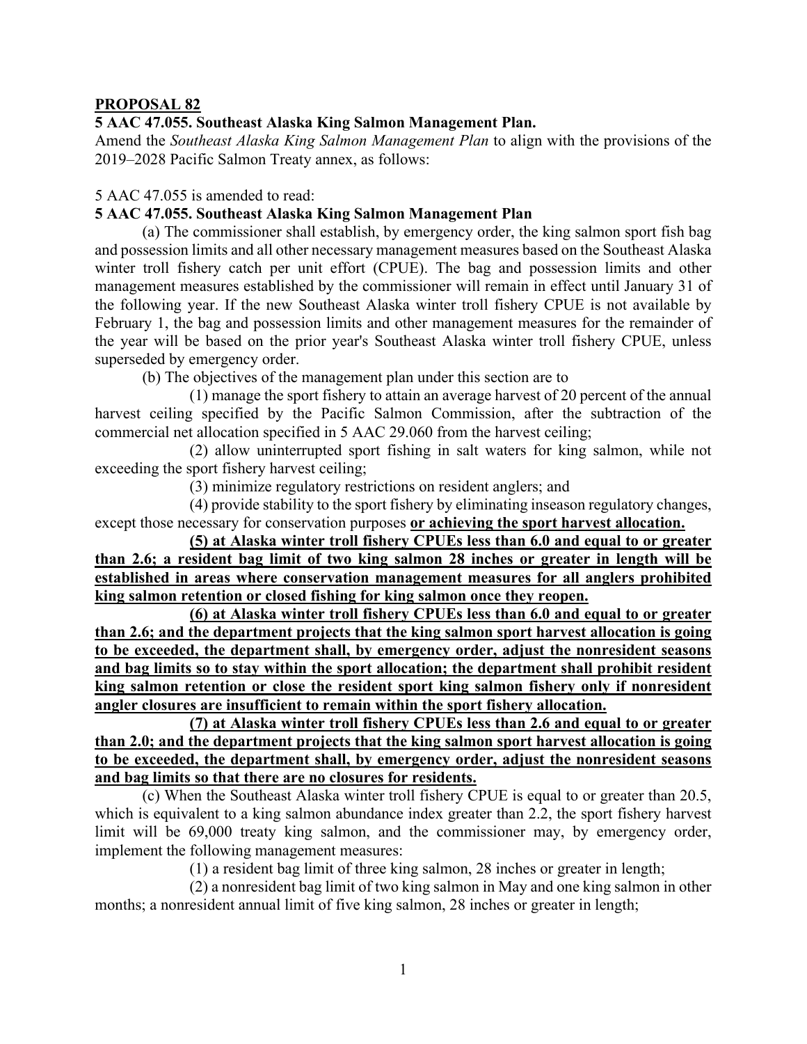**PROPOSAL 82**

**5 AAC 47.055. Southeast Alaska King Salmon Management Plan.**

Amend the *Southeast Alaska King Salmon Management Plan* to align with the provisions of the 2019–2028 Pacific Salmon Treaty annex, as follows:

5 AAC 47.055 is amended to read:

**5 AAC 47.055. Southeast Alaska King Salmon Management Plan**

(a) The commissioner shall establish, by emergency order, the king salmon sport fish bag and possession limits and all other necessary management measures based on the Southeast Alaska winter troll fishery catch per unit effort (CPUE). The bag and possession limits and other management measures established by the commissioner will remain in effect until January 31 of the following year. If the new Southeast Alaska winter troll fishery CPUE is not available by February 1, the bag and possession limits and other management measures for the remainder of the year will be based on the prior year's Southeast Alaska winter troll fishery CPUE, unless superseded by emergency order.

(b) The objectives of the management plan under this section are to

(1) manage the sport fishery to attain an average harvest of 20 percent of the annual harvest ceiling specified by the Pacific Salmon Commission, after the subtraction of the commercial net allocation specified in 5 AAC 29.060 from the harvest ceiling;

(2) allow uninterrupted sport fishing in salt waters for king salmon, while not exceeding the sport fishery harvest ceiling;

(3) minimize regulatory restrictions on resident anglers; and

(4) provide stability to the sport fishery by eliminating inseason regulatory changes, except those necessary for conservation purposes **<u>or achieving the sport harvest allocation.</u>**

**<u>(5) at Alaska winter troll fishery CPUEs less than 6.0 and equal to or greater than 2.6; a resident bag limit of two king salmon 28 inches or greater in length will be established in areas where conservation management measures for all anglers prohibited king salmon retention or closed fishing for king salmon once they reopen.</u>**

**<u>(6) at Alaska winter troll fishery CPUEs less than 6.0 and equal to or greater than 2.6; and the department projects that the king salmon sport harvest allocation is going to be exceeded, the department shall, by emergency order, adjust the nonresident seasons and bag limits so to stay within the sport allocation; the department shall prohibit resident king salmon retention or close the resident sport king salmon fishery only if nonresident angler closures are insufficient to remain within the sport fishery allocation.</u>**

**<u>(7) at Alaska winter troll fishery CPUEs less than 2.6 and equal to or greater than 2.0; and the department projects that the king salmon sport harvest allocation is going to be exceeded, the department shall, by emergency order, adjust the nonresident seasons and bag limits so that there are no closures for residents.</u>**

(c) When the Southeast Alaska winter troll fishery CPUE is equal to or greater than 20.5, which is equivalent to a king salmon abundance index greater than 2.2, the sport fishery harvest limit will be 69,000 treaty king salmon, and the commissioner may, by emergency order, implement the following management measures:

(1) a resident bag limit of three king salmon, 28 inches or greater in length;

(2) a nonresident bag limit of two king salmon in May and one king salmon in other months; a nonresident annual limit of five king salmon, 28 inches or greater in length;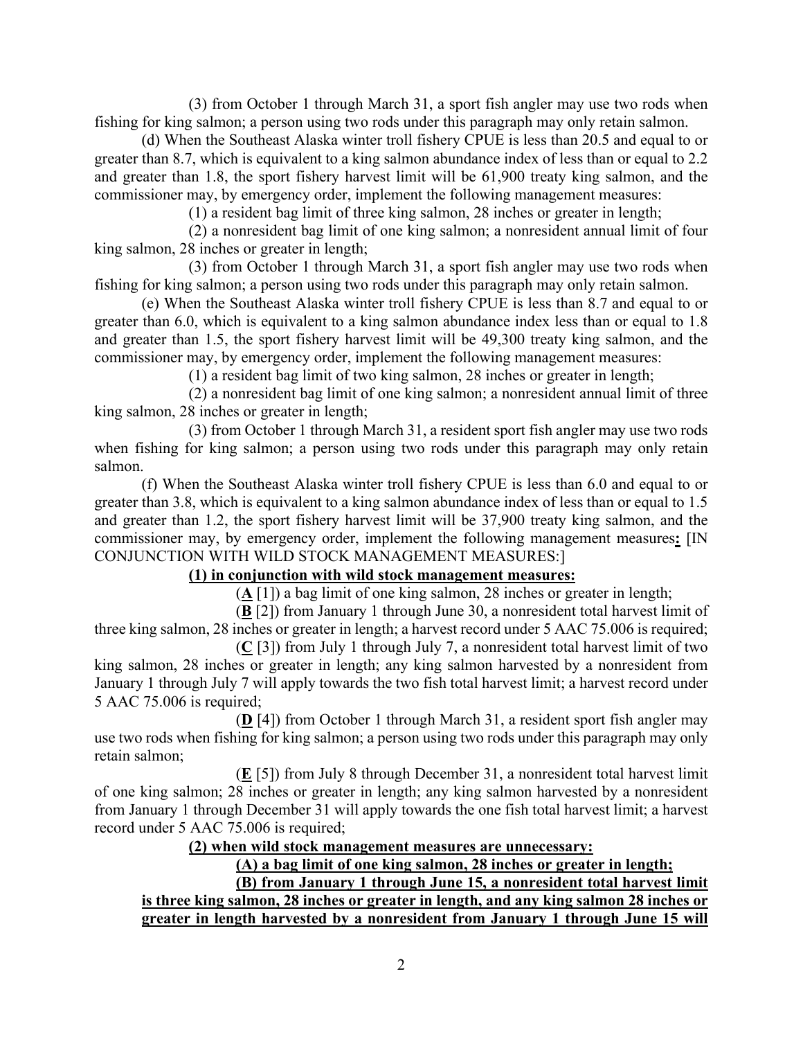(3) from October 1 through March 31, a sport fish angler may use two rods when fishing for king salmon; a person using two rods under this paragraph may only retain salmon.

(d) When the Southeast Alaska winter troll fishery CPUE is less than 20.5 and equal to or greater than 8.7, which is equivalent to a king salmon abundance index of less than or equal to 2.2 and greater than 1.8, the sport fishery harvest limit will be 61,900 treaty king salmon, and the commissioner may, by emergency order, implement the following management measures:

(1) a resident bag limit of three king salmon, 28 inches or greater in length;

(2) a nonresident bag limit of one king salmon; a nonresident annual limit of four king salmon, 28 inches or greater in length;

(3) from October 1 through March 31, a sport fish angler may use two rods when fishing for king salmon; a person using two rods under this paragraph may only retain salmon.

(e) When the Southeast Alaska winter troll fishery CPUE is less than 8.7 and equal to or greater than 6.0, which is equivalent to a king salmon abundance index less than or equal to 1.8 and greater than 1.5, the sport fishery harvest limit will be 49,300 treaty king salmon, and the commissioner may, by emergency order, implement the following management measures:

(1) a resident bag limit of two king salmon, 28 inches or greater in length;

(2) a nonresident bag limit of one king salmon; a nonresident annual limit of three king salmon, 28 inches or greater in length;

(3) from October 1 through March 31, a resident sport fish angler may use two rods when fishing for king salmon; a person using two rods under this paragraph may only retain salmon.

(f) When the Southeast Alaska winter troll fishery CPUE is less than 6.0 and equal to or greater than 3.8, which is equivalent to a king salmon abundance index of less than or equal to 1.5 and greater than 1.2, the sport fishery harvest limit will be 37,900 treaty king salmon, and the commissioner may, by emergency order, implement the following management measures**:** [IN CONJUNCTION WITH WILD STOCK MANAGEMENT MEASURES:]

**(1) in conjunction with wild stock management measures:**

(**A** [1]) a bag limit of one king salmon, 28 inches or greater in length;

(**B** [2]) from January 1 through June 30, a nonresident total harvest limit of three king salmon, 28 inches or greater in length; a harvest record under 5 AAC 75.006 is required;

(**C** [3]) from July 1 through July 7, a nonresident total harvest limit of two king salmon, 28 inches or greater in length; any king salmon harvested by a nonresident from January 1 through July 7 will apply towards the two fish total harvest limit; a harvest record under 5 AAC 75.006 is required;

(**D** [4]) from October 1 through March 31, a resident sport fish angler may use two rods when fishing for king salmon; a person using two rods under this paragraph may only retain salmon;

(**E** [5]) from July 8 through December 31, a nonresident total harvest limit of one king salmon; 28 inches or greater in length; any king salmon harvested by a nonresident from January 1 through December 31 will apply towards the one fish total harvest limit; a harvest record under 5 AAC 75.006 is required;

**(2) when wild stock management measures are unnecessary:**

**(A) a bag limit of one king salmon, 28 inches or greater in length;**

**(B) from January 1 through June 15, a nonresident total harvest limit is three king salmon, 28 inches or greater in length, and any king salmon 28 inches or greater in length harvested by a nonresident from January 1 through June 15 will**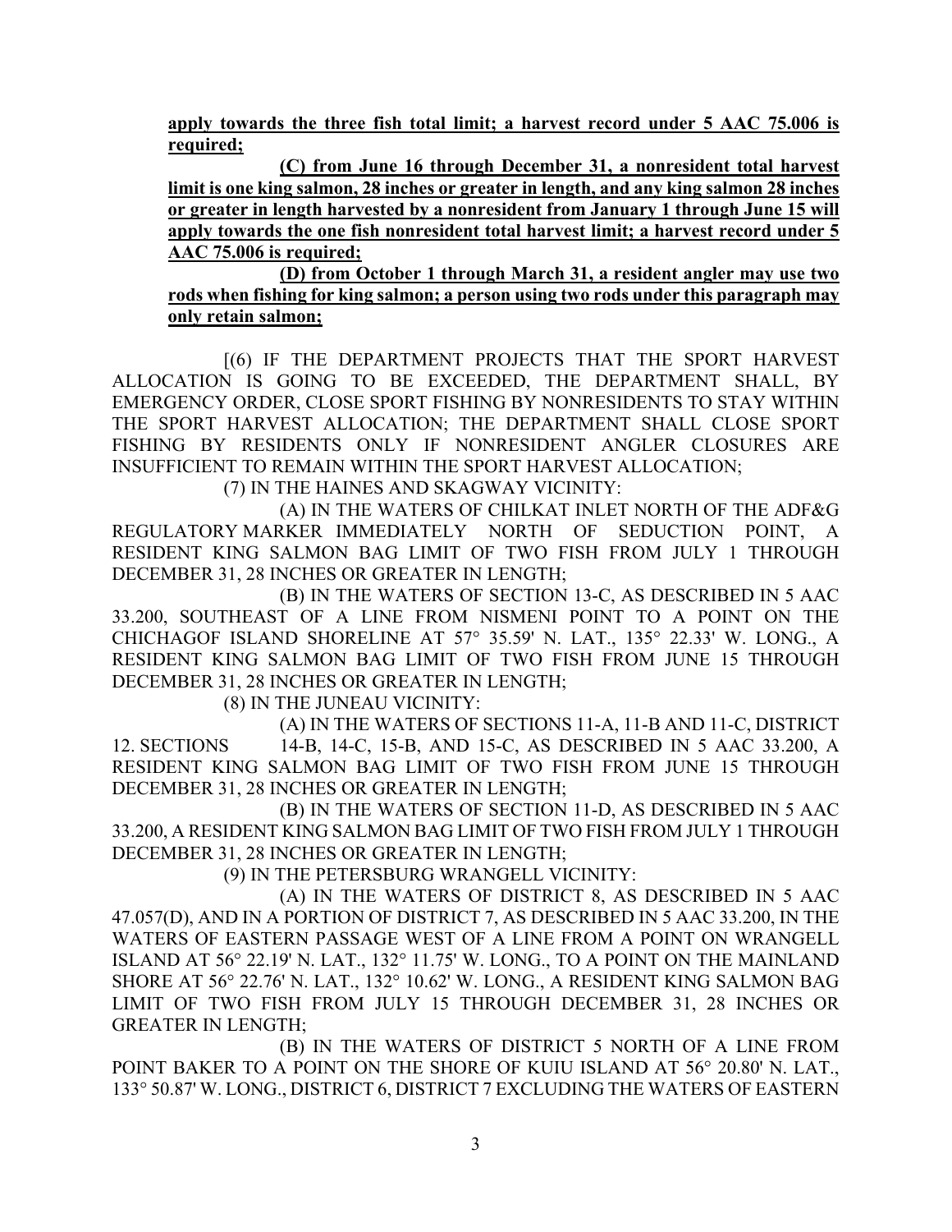**apply towards the three fish total limit; a harvest record under 5 AAC 75.006 is required;**

**(C) from June 16 through December 31, a nonresident total harvest limit is one king salmon, 28 inches or greater in length, and any king salmon 28 inches or greater in length harvested by a nonresident from January 1 through June 15 will apply towards the one fish nonresident total harvest limit; a harvest record under 5 AAC 75.006 is required;**

**(D) from October 1 through March 31, a resident angler may use two rods when fishing for king salmon; a person using two rods under this paragraph may only retain salmon;**

[(6) IF THE DEPARTMENT PROJECTS THAT THE SPORT HARVEST ALLOCATION IS GOING TO BE EXCEEDED, THE DEPARTMENT SHALL, BY EMERGENCY ORDER, CLOSE SPORT FISHING BY NONRESIDENTS TO STAY WITHIN THE SPORT HARVEST ALLOCATION; THE DEPARTMENT SHALL CLOSE SPORT FISHING BY RESIDENTS ONLY IF NONRESIDENT ANGLER CLOSURES ARE INSUFFICIENT TO REMAIN WITHIN THE SPORT HARVEST ALLOCATION;

(7) IN THE HAINES AND SKAGWAY VICINITY:

(A) IN THE WATERS OF CHILKAT INLET NORTH OF THE ADF&G REGULATORY MARKER IMMEDIATELY NORTH OF SEDUCTION POINT, A RESIDENT KING SALMON BAG LIMIT OF TWO FISH FROM JULY 1 THROUGH DECEMBER 31, 28 INCHES OR GREATER IN LENGTH;

(B) IN THE WATERS OF SECTION 13-C, AS DESCRIBED IN 5 AAC 33.200, SOUTHEAST OF A LINE FROM NISMENI POINT TO A POINT ON THE CHICHAGOF ISLAND SHORELINE AT 57° 35.59' N. LAT., 135° 22.33' W. LONG., A RESIDENT KING SALMON BAG LIMIT OF TWO FISH FROM JUNE 15 THROUGH DECEMBER 31, 28 INCHES OR GREATER IN LENGTH;

(8) IN THE JUNEAU VICINITY:

(A) IN THE WATERS OF SECTIONS 11-A, 11-B AND 11-C, DISTRICT 12. SECTIONS 14-B, 14-C, 15-B, AND 15-C, AS DESCRIBED IN 5 AAC 33.200, A RESIDENT KING SALMON BAG LIMIT OF TWO FISH FROM JUNE 15 THROUGH DECEMBER 31, 28 INCHES OR GREATER IN LENGTH;

(B) IN THE WATERS OF SECTION 11-D, AS DESCRIBED IN 5 AAC 33.200, A RESIDENT KING SALMON BAG LIMIT OF TWO FISH FROM JULY 1 THROUGH DECEMBER 31, 28 INCHES OR GREATER IN LENGTH;

(9) IN THE PETERSBURG WRANGELL VICINITY:

(A) IN THE WATERS OF DISTRICT 8, AS DESCRIBED IN 5 AAC 47.057(D), AND IN A PORTION OF DISTRICT 7, AS DESCRIBED IN 5 AAC 33.200, IN THE WATERS OF EASTERN PASSAGE WEST OF A LINE FROM A POINT ON WRANGELL ISLAND AT 56° 22.19' N. LAT., 132° 11.75' W. LONG., TO A POINT ON THE MAINLAND SHORE AT 56° 22.76' N. LAT., 132° 10.62' W. LONG., A RESIDENT KING SALMON BAG LIMIT OF TWO FISH FROM JULY 15 THROUGH DECEMBER 31, 28 INCHES OR GREATER IN LENGTH;

(B) IN THE WATERS OF DISTRICT 5 NORTH OF A LINE FROM POINT BAKER TO A POINT ON THE SHORE OF KUIU ISLAND AT 56° 20.80' N. LAT., 133° 50.87' W. LONG., DISTRICT 6, DISTRICT 7 EXCLUDING THE WATERS OF EASTERN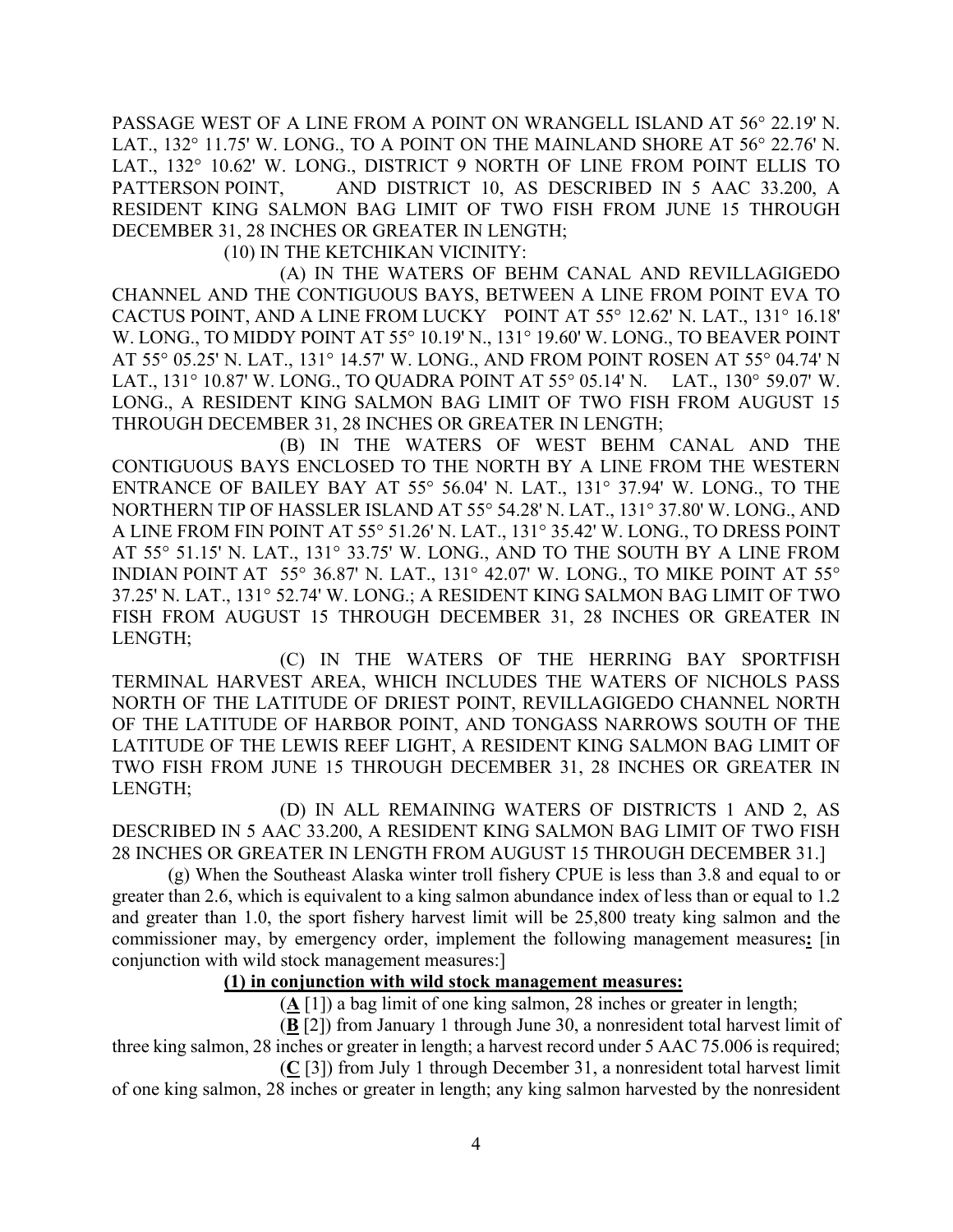PASSAGE WEST OF A LINE FROM A POINT ON WRANGELL ISLAND AT 56° 22.19' N. LAT., 132° 11.75' W. LONG., TO A POINT ON THE MAINLAND SHORE AT 56° 22.76' N. LAT., 132° 10.62' W. LONG., DISTRICT 9 NORTH OF LINE FROM POINT ELLIS TO PATTERSON POINT, AND DISTRICT 10, AS DESCRIBED IN 5 AAC 33.200, A RESIDENT KING SALMON BAG LIMIT OF TWO FISH FROM JUNE 15 THROUGH DECEMBER 31, 28 INCHES OR GREATER IN LENGTH;

(10) IN THE KETCHIKAN VICINITY:

(A) IN THE WATERS OF BEHM CANAL AND REVILLAGIGEDO CHANNEL AND THE CONTIGUOUS BAYS, BETWEEN A LINE FROM POINT EVA TO CACTUS POINT, AND A LINE FROM LUCKY POINT AT 55° 12.62' N. LAT., 131° 16.18' W. LONG., TO MIDDY POINT AT 55° 10.19' N., 131° 19.60' W. LONG., TO BEAVER POINT AT 55° 05.25' N. LAT., 131° 14.57' W. LONG., AND FROM POINT ROSEN AT 55° 04.74' N LAT., 131° 10.87' W. LONG., TO QUADRA POINT AT 55° 05.14' N. LAT., 130° 59.07' W. LONG., A RESIDENT KING SALMON BAG LIMIT OF TWO FISH FROM AUGUST 15 THROUGH DECEMBER 31, 28 INCHES OR GREATER IN LENGTH;

(B) IN THE WATERS OF WEST BEHM CANAL AND THE CONTIGUOUS BAYS ENCLOSED TO THE NORTH BY A LINE FROM THE WESTERN ENTRANCE OF BAILEY BAY AT 55° 56.04' N. LAT., 131° 37.94' W. LONG., TO THE NORTHERN TIP OF HASSLER ISLAND AT 55° 54.28' N. LAT., 131° 37.80' W. LONG., AND A LINE FROM FIN POINT AT 55° 51.26' N. LAT., 131° 35.42' W. LONG., TO DRESS POINT AT 55° 51.15' N. LAT., 131° 33.75' W. LONG., AND TO THE SOUTH BY A LINE FROM INDIAN POINT AT 55° 36.87' N. LAT., 131° 42.07' W. LONG., TO MIKE POINT AT 55° 37.25' N. LAT., 131° 52.74' W. LONG.; A RESIDENT KING SALMON BAG LIMIT OF TWO FISH FROM AUGUST 15 THROUGH DECEMBER 31, 28 INCHES OR GREATER IN LENGTH;

(C) IN THE WATERS OF THE HERRING BAY SPORTFISH TERMINAL HARVEST AREA, WHICH INCLUDES THE WATERS OF NICHOLS PASS NORTH OF THE LATITUDE OF DRIEST POINT, REVILLAGIGEDO CHANNEL NORTH OF THE LATITUDE OF HARBOR POINT, AND TONGASS NARROWS SOUTH OF THE LATITUDE OF THE LEWIS REEF LIGHT, A RESIDENT KING SALMON BAG LIMIT OF TWO FISH FROM JUNE 15 THROUGH DECEMBER 31, 28 INCHES OR GREATER IN LENGTH;

(D) IN ALL REMAINING WATERS OF DISTRICTS 1 AND 2, AS DESCRIBED IN 5 AAC 33.200, A RESIDENT KING SALMON BAG LIMIT OF TWO FISH 28 INCHES OR GREATER IN LENGTH FROM AUGUST 15 THROUGH DECEMBER 31.]

(g) When the Southeast Alaska winter troll fishery CPUE is less than 3.8 and equal to or greater than 2.6, which is equivalent to a king salmon abundance index of less than or equal to 1.2 and greater than 1.0, the sport fishery harvest limit will be 25,800 treaty king salmon and the commissioner may, by emergency order, implement the following management measures**:** [in conjunction with wild stock management measures:]

**(1) in conjunction with wild stock management measures:**

(**A** [1]) a bag limit of one king salmon, 28 inches or greater in length;

(**B** [2]) from January 1 through June 30, a nonresident total harvest limit of three king salmon, 28 inches or greater in length; a harvest record under 5 AAC 75.006 is required;

(**C** [3]) from July 1 through December 31, a nonresident total harvest limit of one king salmon, 28 inches or greater in length; any king salmon harvested by the nonresident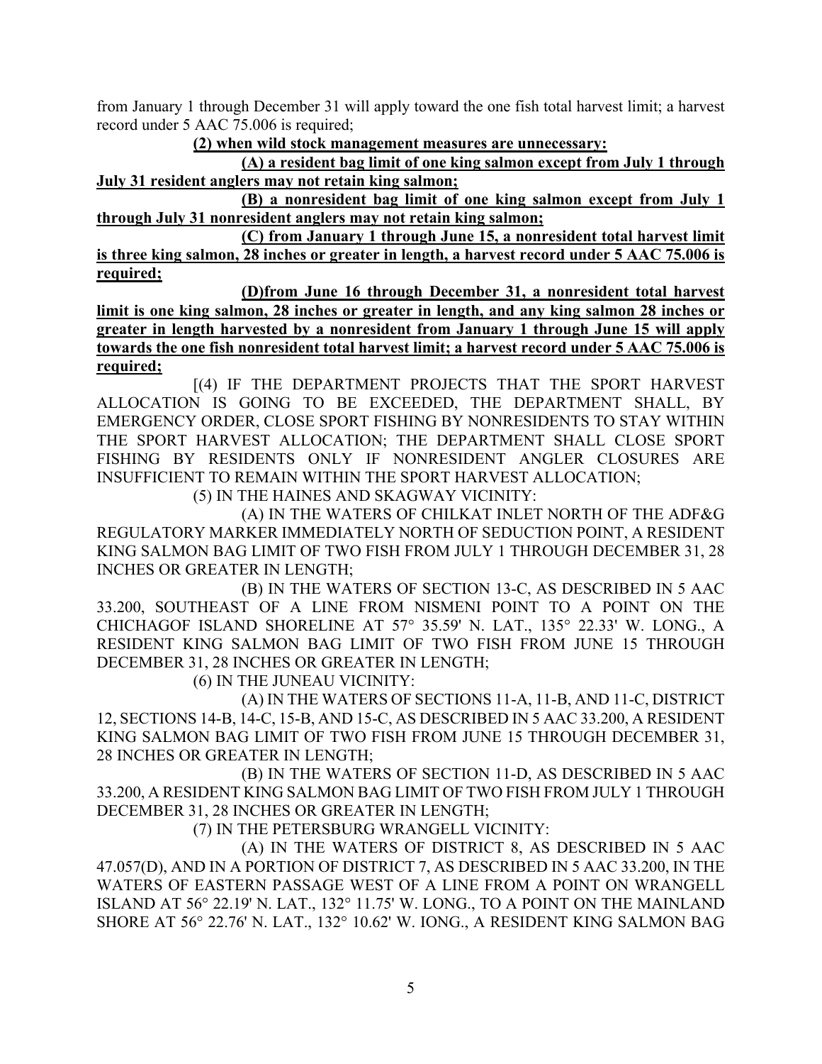from January 1 through December 31 will apply toward the one fish total harvest limit; a harvest record under 5 AAC 75.006 is required;

**(2) when wild stock management measures are unnecessary:**

**(A) a resident bag limit of one king salmon except from July 1 through July 31 resident anglers may not retain king salmon;**

**(B) a nonresident bag limit of one king salmon except from July 1 through July 31 nonresident anglers may not retain king salmon;**

**(C) from January 1 through June 15, a nonresident total harvest limit is three king salmon, 28 inches or greater in length, a harvest record under 5 AAC 75.006 is required;**

**(D)from June 16 through December 31, a nonresident total harvest limit is one king salmon, 28 inches or greater in length, and any king salmon 28 inches or greater in length harvested by a nonresident from January 1 through June 15 will apply towards the one fish nonresident total harvest limit; a harvest record under 5 AAC 75.006 is required;**

[(4) IF THE DEPARTMENT PROJECTS THAT THE SPORT HARVEST ALLOCATION IS GOING TO BE EXCEEDED, THE DEPARTMENT SHALL, BY EMERGENCY ORDER, CLOSE SPORT FISHING BY NONRESIDENTS TO STAY WITHIN THE SPORT HARVEST ALLOCATION; THE DEPARTMENT SHALL CLOSE SPORT FISHING BY RESIDENTS ONLY IF NONRESIDENT ANGLER CLOSURES ARE INSUFFICIENT TO REMAIN WITHIN THE SPORT HARVEST ALLOCATION;

(5) IN THE HAINES AND SKAGWAY VICINITY:

(A) IN THE WATERS OF CHILKAT INLET NORTH OF THE ADF&G REGULATORY MARKER IMMEDIATELY NORTH OF SEDUCTION POINT, A RESIDENT KING SALMON BAG LIMIT OF TWO FISH FROM JULY 1 THROUGH DECEMBER 31, 28 INCHES OR GREATER IN LENGTH;

(B) IN THE WATERS OF SECTION 13-C, AS DESCRIBED IN 5 AAC 33.200, SOUTHEAST OF A LINE FROM NISMENI POINT TO A POINT ON THE CHICHAGOF ISLAND SHORELINE AT 57° 35.59' N. LAT., 135° 22.33' W. LONG., A RESIDENT KING SALMON BAG LIMIT OF TWO FISH FROM JUNE 15 THROUGH DECEMBER 31, 28 INCHES OR GREATER IN LENGTH;

(6) IN THE JUNEAU VICINITY:

(A) IN THE WATERS OF SECTIONS 11-A, 11-B, AND 11-C, DISTRICT 12, SECTIONS 14-B, 14-C, 15-B, AND 15-C, AS DESCRIBED IN 5 AAC 33.200, A RESIDENT KING SALMON BAG LIMIT OF TWO FISH FROM JUNE 15 THROUGH DECEMBER 31, 28 INCHES OR GREATER IN LENGTH;

(B) IN THE WATERS OF SECTION 11-D, AS DESCRIBED IN 5 AAC 33.200, A RESIDENT KING SALMON BAG LIMIT OF TWO FISH FROM JULY 1 THROUGH DECEMBER 31, 28 INCHES OR GREATER IN LENGTH;

(7) IN THE PETERSBURG WRANGELL VICINITY:

(A) IN THE WATERS OF DISTRICT 8, AS DESCRIBED IN 5 AAC 47.057(D), AND IN A PORTION OF DISTRICT 7, AS DESCRIBED IN 5 AAC 33.200, IN THE WATERS OF EASTERN PASSAGE WEST OF A LINE FROM A POINT ON WRANGELL ISLAND AT 56° 22.19' N. LAT., 132° 11.75' W. LONG., TO A POINT ON THE MAINLAND SHORE AT 56° 22.76' N. LAT., 132° 10.62' W. IONG., A RESIDENT KING SALMON BAG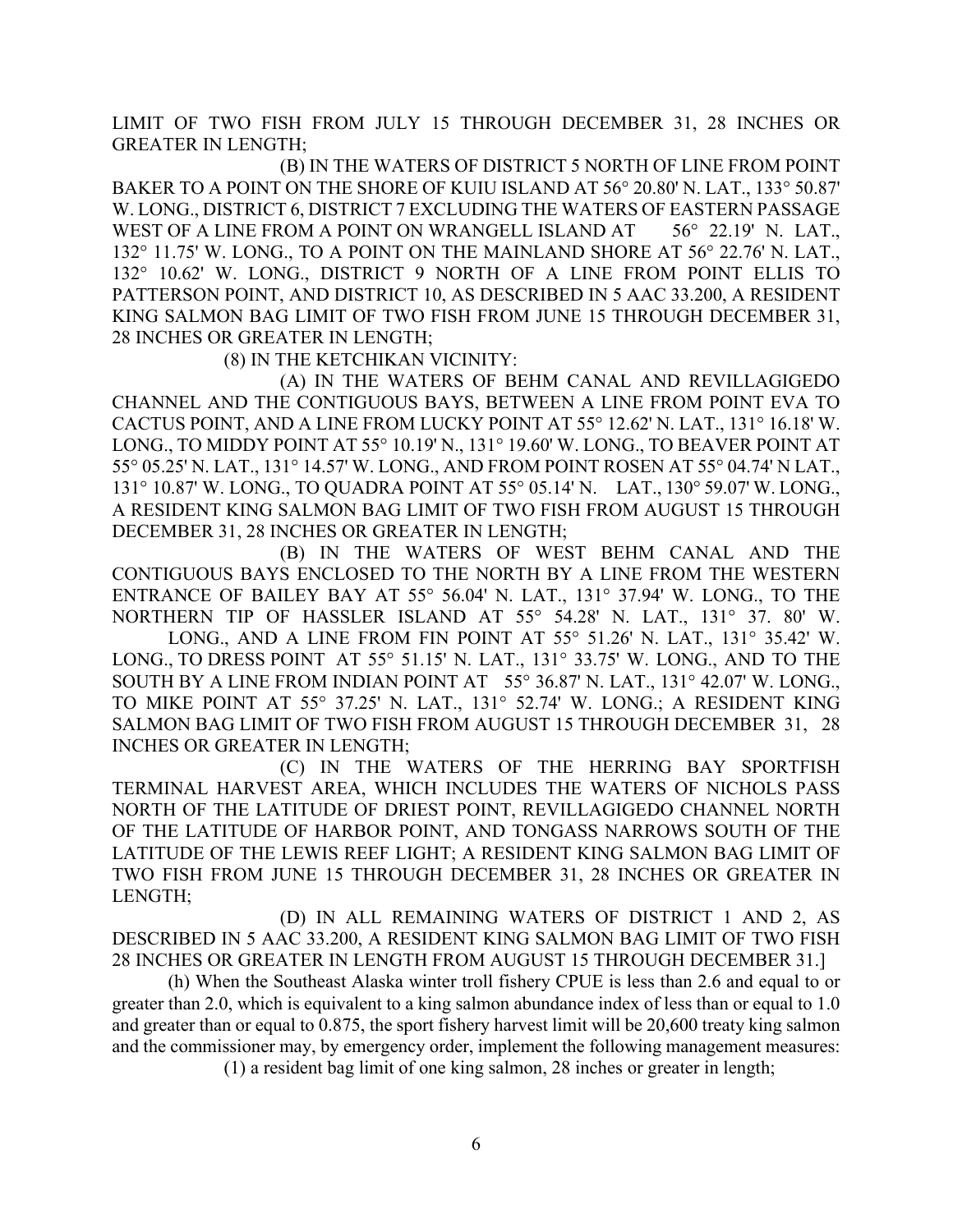LIMIT OF TWO FISH FROM JULY 15 THROUGH DECEMBER 31, 28 INCHES OR GREATER IN LENGTH;

(B) IN THE WATERS OF DISTRICT 5 NORTH OF LINE FROM POINT BAKER TO A POINT ON THE SHORE OF KUIU ISLAND AT 56° 20.80' N. LAT., 133° 50.87' W. LONG., DISTRICT 6, DISTRICT 7 EXCLUDING THE WATERS OF EASTERN PASSAGE WEST OF A LINE FROM A POINT ON WRANGELL ISLAND AT 56° 22.19' N. LAT., 132° 11.75' W. LONG., TO A POINT ON THE MAINLAND SHORE AT 56° 22.76' N. LAT., 132° 10.62' W. LONG., DISTRICT 9 NORTH OF A LINE FROM POINT ELLIS TO PATTERSON POINT, AND DISTRICT 10, AS DESCRIBED IN 5 AAC 33.200, A RESIDENT KING SALMON BAG LIMIT OF TWO FISH FROM JUNE 15 THROUGH DECEMBER 31, 28 INCHES OR GREATER IN LENGTH;

(8) IN THE KETCHIKAN VICINITY:

(A) IN THE WATERS OF BEHM CANAL AND REVILLAGIGEDO CHANNEL AND THE CONTIGUOUS BAYS, BETWEEN A LINE FROM POINT EVA TO CACTUS POINT, AND A LINE FROM LUCKY POINT AT 55° 12.62' N. LAT., 131° 16.18' W. LONG., TO MIDDY POINT AT 55° 10.19' N., 131° 19.60' W. LONG., TO BEAVER POINT AT 55° 05.25' N. LAT., 131° 14.57' W. LONG., AND FROM POINT ROSEN AT 55° 04.74' N LAT., 131° 10.87' W. LONG., TO QUADRA POINT AT 55° 05.14' N. LAT., 130° 59.07' W. LONG., A RESIDENT KING SALMON BAG LIMIT OF TWO FISH FROM AUGUST 15 THROUGH DECEMBER 31, 28 INCHES OR GREATER IN LENGTH;

(B) IN THE WATERS OF WEST BEHM CANAL AND THE CONTIGUOUS BAYS ENCLOSED TO THE NORTH BY A LINE FROM THE WESTERN ENTRANCE OF BAILEY BAY AT 55° 56.04' N. LAT., 131° 37.94' W. LONG., TO THE NORTHERN TIP OF HASSLER ISLAND AT 55° 54.28' N. LAT., 131° 37. 80' W. LONG., AND A LINE FROM FIN POINT AT 55° 51.26' N. LAT., 131° 35.42' W. LONG., TO DRESS POINT AT 55° 51.15' N. LAT., 131° 33.75' W. LONG., AND TO THE SOUTH BY A LINE FROM INDIAN POINT AT 55° 36.87' N. LAT., 131° 42.07' W. LONG., TO MIKE POINT AT 55° 37.25' N. LAT., 131° 52.74' W. LONG.; A RESIDENT KING SALMON BAG LIMIT OF TWO FISH FROM AUGUST 15 THROUGH DECEMBER 31, 28 INCHES OR GREATER IN LENGTH;

(C) IN THE WATERS OF THE HERRING BAY SPORTFISH TERMINAL HARVEST AREA, WHICH INCLUDES THE WATERS OF NICHOLS PASS NORTH OF THE LATITUDE OF DRIEST POINT, REVILLAGIGEDO CHANNEL NORTH OF THE LATITUDE OF HARBOR POINT, AND TONGASS NARROWS SOUTH OF THE LATITUDE OF THE LEWIS REEF LIGHT; A RESIDENT KING SALMON BAG LIMIT OF TWO FISH FROM JUNE 15 THROUGH DECEMBER 31, 28 INCHES OR GREATER IN LENGTH;

(D) IN ALL REMAINING WATERS OF DISTRICT 1 AND 2, AS DESCRIBED IN 5 AAC 33.200, A RESIDENT KING SALMON BAG LIMIT OF TWO FISH 28 INCHES OR GREATER IN LENGTH FROM AUGUST 15 THROUGH DECEMBER 31.]

(h) When the Southeast Alaska winter troll fishery CPUE is less than 2.6 and equal to or greater than 2.0, which is equivalent to a king salmon abundance index of less than or equal to 1.0 and greater than or equal to 0.875, the sport fishery harvest limit will be 20,600 treaty king salmon and the commissioner may, by emergency order, implement the following management measures:

(1) a resident bag limit of one king salmon, 28 inches or greater in length;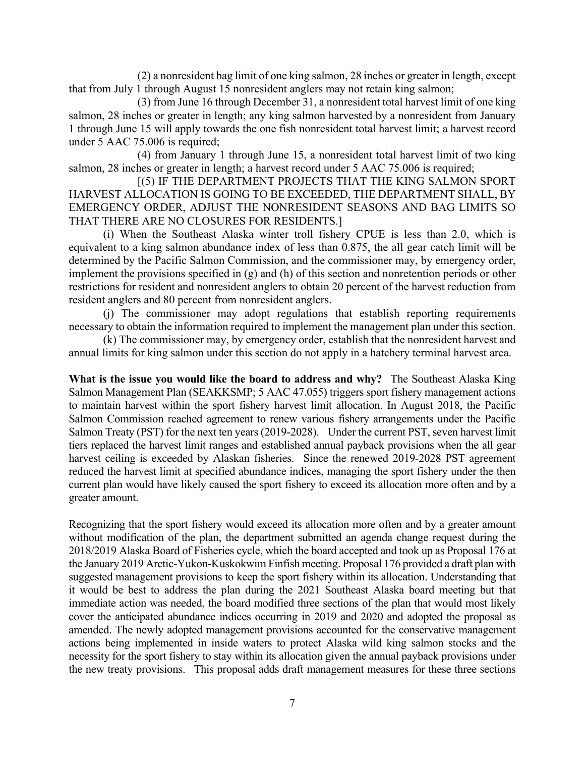(2) a nonresident bag limit of one king salmon, 28 inches or greater in length, except that from July 1 through August 15 nonresident anglers may not retain king salmon;

(3) from June 16 through December 31, a nonresident total harvest limit of one king salmon, 28 inches or greater in length; any king salmon harvested by a nonresident from January 1 through June 15 will apply towards the one fish nonresident total harvest limit; a harvest record under 5 AAC 75.006 is required;

(4) from January 1 through June 15, a nonresident total harvest limit of two king salmon, 28 inches or greater in length; a harvest record under 5 AAC 75.006 is required;

[(5) IF THE DEPARTMENT PROJECTS THAT THE KING SALMON SPORT HARVEST ALLOCATION IS GOING TO BE EXCEEDED, THE DEPARTMENT SHALL, BY EMERGENCY ORDER, ADJUST THE NONRESIDENT SEASONS AND BAG LIMITS SO THAT THERE ARE NO CLOSURES FOR RESIDENTS.]

(i) When the Southeast Alaska winter troll fishery CPUE is less than 2.0, which is equivalent to a king salmon abundance index of less than 0.875, the all gear catch limit will be determined by the Pacific Salmon Commission, and the commissioner may, by emergency order, implement the provisions specified in (g) and (h) of this section and nonretention periods or other restrictions for resident and nonresident anglers to obtain 20 percent of the harvest reduction from resident anglers and 80 percent from nonresident anglers.

(j) The commissioner may adopt regulations that establish reporting requirements necessary to obtain the information required to implement the management plan under this section.

(k) The commissioner may, by emergency order, establish that the nonresident harvest and annual limits for king salmon under this section do not apply in a hatchery terminal harvest area.

**What is the issue you would like the board to address and why?** The Southeast Alaska King Salmon Management Plan (SEAKKSMP; 5 AAC 47.055) triggers sport fishery management actions to maintain harvest within the sport fishery harvest limit allocation. In August 2018, the Pacific Salmon Commission reached agreement to renew various fishery arrangements under the Pacific Salmon Treaty (PST) for the next ten years (2019-2028). Under the current PST, seven harvest limit tiers replaced the harvest limit ranges and established annual payback provisions when the all gear harvest ceiling is exceeded by Alaskan fisheries. Since the renewed 2019-2028 PST agreement reduced the harvest limit at specified abundance indices, managing the sport fishery under the then current plan would have likely caused the sport fishery to exceed its allocation more often and by a greater amount.

Recognizing that the sport fishery would exceed its allocation more often and by a greater amount without modification of the plan, the department submitted an agenda change request during the 2018/2019 Alaska Board of Fisheries cycle, which the board accepted and took up as Proposal 176 at the January 2019 Arctic-Yukon-Kuskokwim Finfish meeting. Proposal 176 provided a draft plan with suggested management provisions to keep the sport fishery within its allocation. Understanding that it would be best to address the plan during the 2021 Southeast Alaska board meeting but that immediate action was needed, the board modified three sections of the plan that would most likely cover the anticipated abundance indices occurring in 2019 and 2020 and adopted the proposal as amended. The newly adopted management provisions accounted for the conservative management actions being implemented in inside waters to protect Alaska wild king salmon stocks and the necessity for the sport fishery to stay within its allocation given the annual payback provisions under the new treaty provisions. This proposal adds draft management measures for these three sections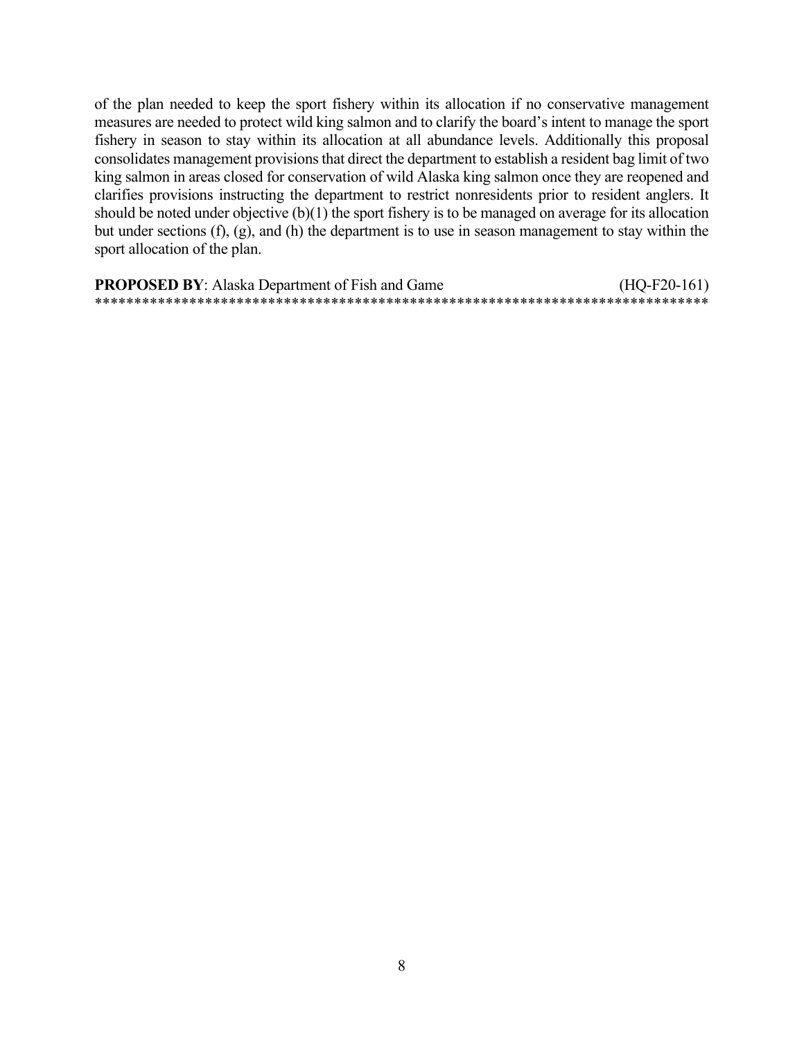of the plan needed to keep the sport fishery within its allocation if no conservative management measures are needed to protect wild king salmon and to clarify the board's intent to manage the sport fishery in season to stay within its allocation at all abundance levels. Additionally this proposal consolidates management provisions that direct the department to establish a resident bag limit of two king salmon in areas closed for conservation of wild Alaska king salmon once they are reopened and clarifies provisions instructing the department to restrict nonresidents prior to resident anglers. It should be noted under objective (b)(1) the sport fishery is to be managed on average for its allocation but under sections (f), (g), and (h) the department is to use in season management to stay within the sport allocation of the plan.

**PROPOSED BY**: Alaska Department of Fish and Game (HQ-F20-161)

******************************************************************************